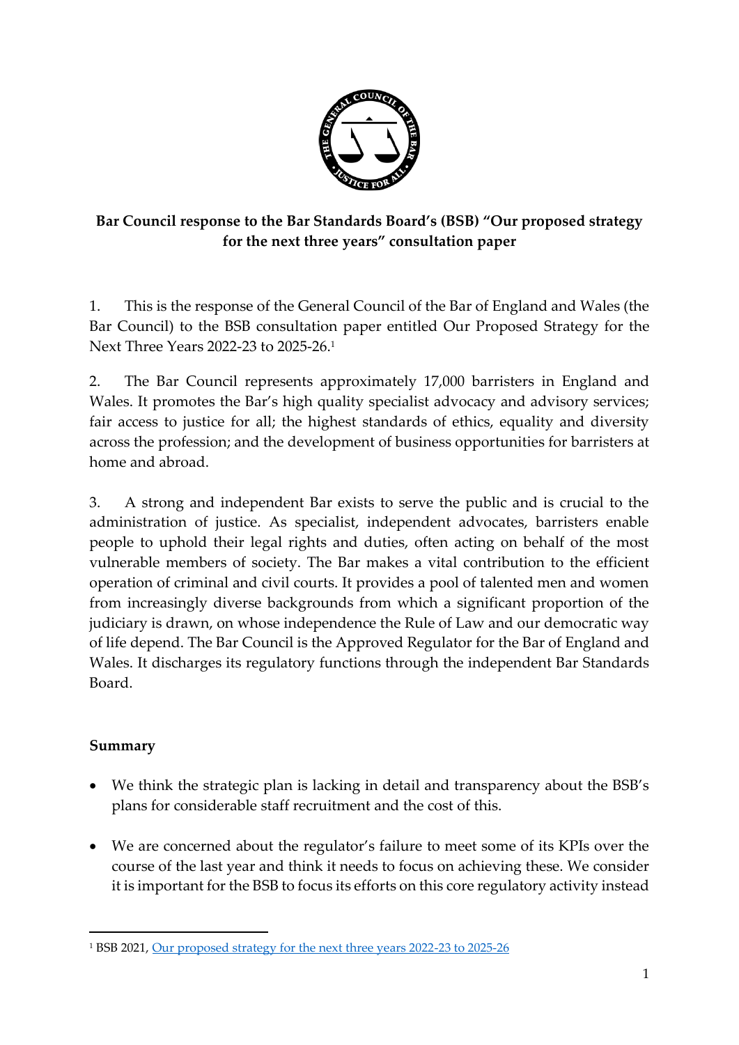**Bar Council response to the Bar Standards Board's (BSB) "Our proposed strategy for the next three years" consultation paper**

1. This is the response of the General Council of the Bar of England and Wales (the Bar Council) to the BSB consultation paper entitled Our Proposed Strategy for the Next Three Years 2022-23 to 2025-26.[1]

2. The Bar Council represents approximately 17,000 barristers in England and Wales. It promotes the Bar's high quality specialist advocacy and advisory services; fair access to justice for all; the highest standards of ethics, equality and diversity across the profession; and the development of business opportunities for barristers at home and abroad.

3. A strong and independent Bar exists to serve the public and is crucial to the administration of justice. As specialist, independent advocates, barristers enable people to uphold their legal rights and duties, often acting on behalf of the most vulnerable members of society. The Bar makes a vital contribution to the efficient operation of criminal and civil courts. It provides a pool of talented men and women from increasingly diverse backgrounds from which a significant proportion of the judiciary is drawn, on whose independence the Rule of Law and our democratic way of life depend. The Bar Council is the Approved Regulator for the Bar of England and Wales. It discharges its regulatory functions through the independent Bar Standards Board.

**Summary**

- We think the strategic plan is lacking in detail and transparency about the BSB's plans for considerable staff recruitment and the cost of this.

- We are concerned about the regulator's failure to meet some of its KPIs over the course of the last year and think it needs to focus on achieving these. We consider it is important for the BSB to focus its efforts on this core regulatory activity instead

[1] BSB 2021, Our proposed strategy for the next three years 2022-23 to 2025-26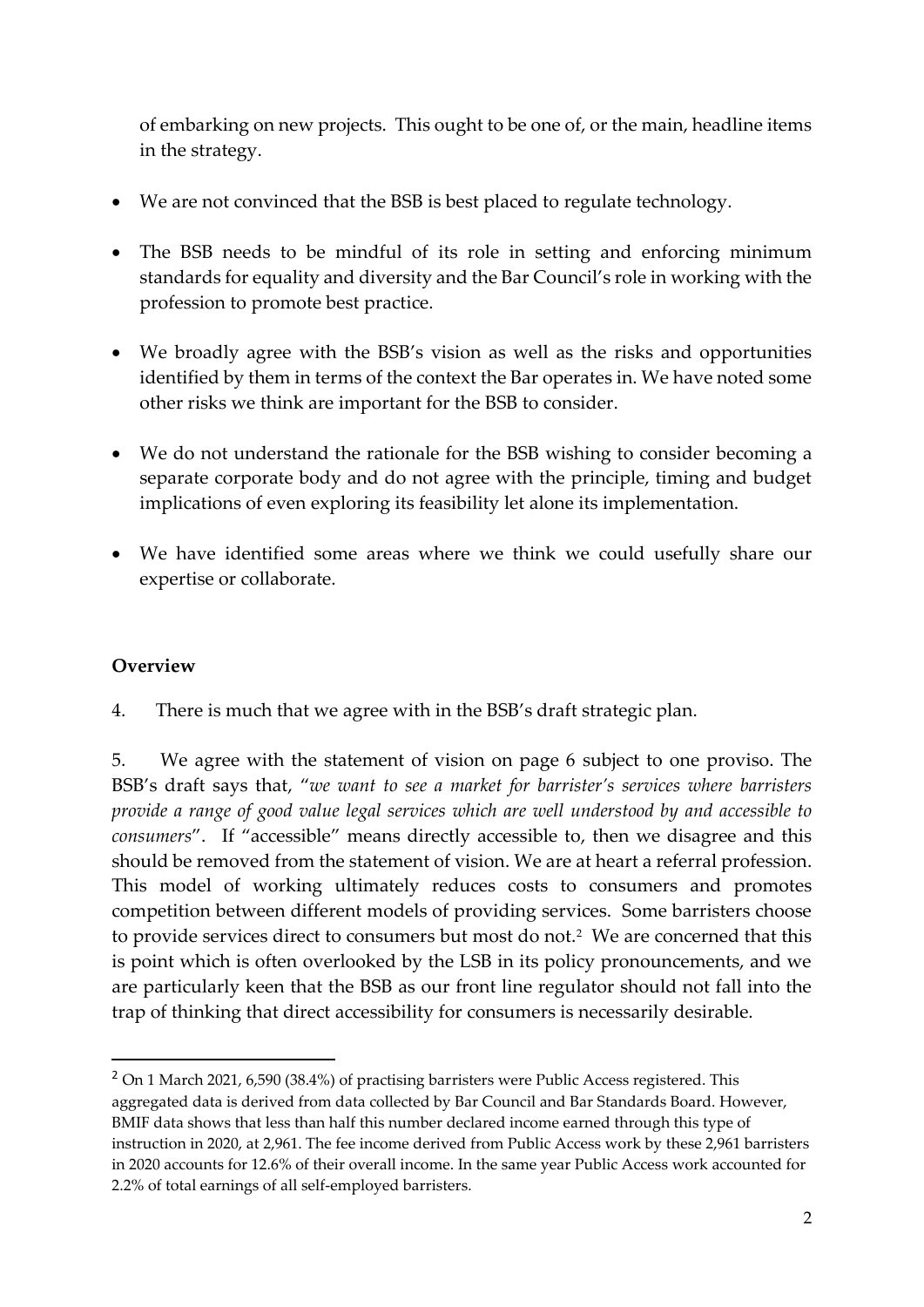of embarking on new projects. This ought to be one of, or the main, headline items in the strategy.

- We are not convinced that the BSB is best placed to regulate technology.
- The BSB needs to be mindful of its role in setting and enforcing minimum standards for equality and diversity and the Bar Council's role in working with the profession to promote best practice.
- We broadly agree with the BSB's vision as well as the risks and opportunities identified by them in terms of the context the Bar operates in. We have noted some other risks we think are important for the BSB to consider.
- We do not understand the rationale for the BSB wishing to consider becoming a separate corporate body and do not agree with the principle, timing and budget implications of even exploring its feasibility let alone its implementation.
- We have identified some areas where we think we could usefully share our expertise or collaborate.

**Overview**

4. There is much that we agree with in the BSB's draft strategic plan.

5. We agree with the statement of vision on page 6 subject to one proviso. The BSB's draft says that, "*we want to see a market for barrister's services where barristers provide a range of good value legal services which are well understood by and accessible to consumers*". If "accessible" means directly accessible to, then we disagree and this should be removed from the statement of vision. We are at heart a referral profession. This model of working ultimately reduces costs to consumers and promotes competition between different models of providing services. Some barristers choose to provide services direct to consumers but most do not.[2] We are concerned that this is point which is often overlooked by the LSB in its policy pronouncements, and we are particularly keen that the BSB as our front line regulator should not fall into the trap of thinking that direct accessibility for consumers is necessarily desirable.

[2] On 1 March 2021, 6,590 (38.4%) of practising barristers were Public Access registered. This aggregated data is derived from data collected by Bar Council and Bar Standards Board. However, BMIF data shows that less than half this number declared income earned through this type of instruction in 2020, at 2,961. The fee income derived from Public Access work by these 2,961 barristers in 2020 accounts for 12.6% of their overall income. In the same year Public Access work accounted for 2.2% of total earnings of all self-employed barristers.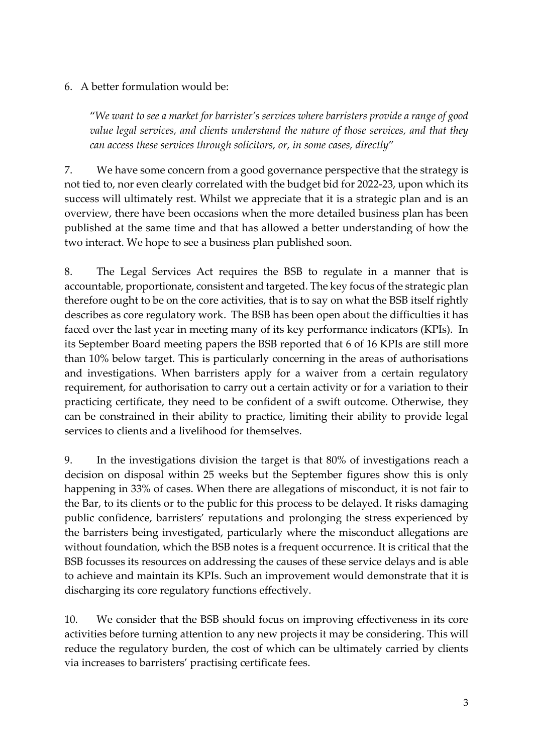6. A better formulation would be:

> "*We want to see a market for barrister's services where barristers provide a range of good value legal services, and clients understand the nature of those services, and that they can access these services through solicitors, or, in some cases, directly*"

7. We have some concern from a good governance perspective that the strategy is not tied to, nor even clearly correlated with the budget bid for 2022-23, upon which its success will ultimately rest. Whilst we appreciate that it is a strategic plan and is an overview, there have been occasions when the more detailed business plan has been published at the same time and that has allowed a better understanding of how the two interact. We hope to see a business plan published soon.

8. The Legal Services Act requires the BSB to regulate in a manner that is accountable, proportionate, consistent and targeted. The key focus of the strategic plan therefore ought to be on the core activities, that is to say on what the BSB itself rightly describes as core regulatory work. The BSB has been open about the difficulties it has faced over the last year in meeting many of its key performance indicators (KPIs). In its September Board meeting papers the BSB reported that 6 of 16 KPIs are still more than 10% below target. This is particularly concerning in the areas of authorisations and investigations. When barristers apply for a waiver from a certain regulatory requirement, for authorisation to carry out a certain activity or for a variation to their practicing certificate, they need to be confident of a swift outcome. Otherwise, they can be constrained in their ability to practice, limiting their ability to provide legal services to clients and a livelihood for themselves.

9. In the investigations division the target is that 80% of investigations reach a decision on disposal within 25 weeks but the September figures show this is only happening in 33% of cases. When there are allegations of misconduct, it is not fair to the Bar, to its clients or to the public for this process to be delayed. It risks damaging public confidence, barristers' reputations and prolonging the stress experienced by the barristers being investigated, particularly where the misconduct allegations are without foundation, which the BSB notes is a frequent occurrence. It is critical that the BSB focusses its resources on addressing the causes of these service delays and is able to achieve and maintain its KPIs. Such an improvement would demonstrate that it is discharging its core regulatory functions effectively.

10. We consider that the BSB should focus on improving effectiveness in its core activities before turning attention to any new projects it may be considering. This will reduce the regulatory burden, the cost of which can be ultimately carried by clients via increases to barristers' practising certificate fees.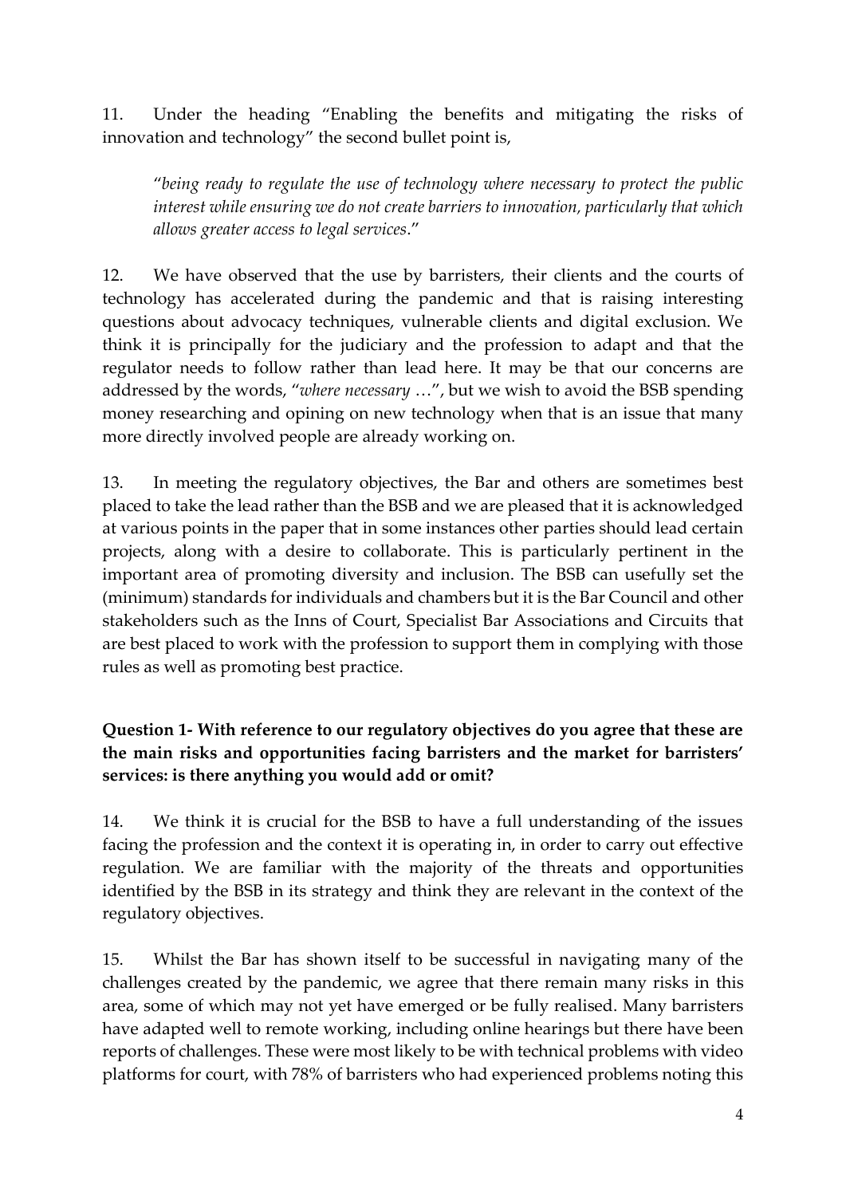11. Under the heading "Enabling the benefits and mitigating the risks of innovation and technology" the second bullet point is,

> "*being ready to regulate the use of technology where necessary to protect the public interest while ensuring we do not create barriers to innovation, particularly that which allows greater access to legal services*."

12. We have observed that the use by barristers, their clients and the courts of technology has accelerated during the pandemic and that is raising interesting questions about advocacy techniques, vulnerable clients and digital exclusion. We think it is principally for the judiciary and the profession to adapt and that the regulator needs to follow rather than lead here. It may be that our concerns are addressed by the words, "*where necessary* …", but we wish to avoid the BSB spending money researching and opining on new technology when that is an issue that many more directly involved people are already working on.

13. In meeting the regulatory objectives, the Bar and others are sometimes best placed to take the lead rather than the BSB and we are pleased that it is acknowledged at various points in the paper that in some instances other parties should lead certain projects, along with a desire to collaborate. This is particularly pertinent in the important area of promoting diversity and inclusion. The BSB can usefully set the (minimum) standards for individuals and chambers but it is the Bar Council and other stakeholders such as the Inns of Court, Specialist Bar Associations and Circuits that are best placed to work with the profession to support them in complying with those rules as well as promoting best practice.

**Question 1- With reference to our regulatory objectives do you agree that these are the main risks and opportunities facing barristers and the market for barristers' services: is there anything you would add or omit?**

14. We think it is crucial for the BSB to have a full understanding of the issues facing the profession and the context it is operating in, in order to carry out effective regulation. We are familiar with the majority of the threats and opportunities identified by the BSB in its strategy and think they are relevant in the context of the regulatory objectives.

15. Whilst the Bar has shown itself to be successful in navigating many of the challenges created by the pandemic, we agree that there remain many risks in this area, some of which may not yet have emerged or be fully realised. Many barristers have adapted well to remote working, including online hearings but there have been reports of challenges. These were most likely to be with technical problems with video platforms for court, with 78% of barristers who had experienced problems noting this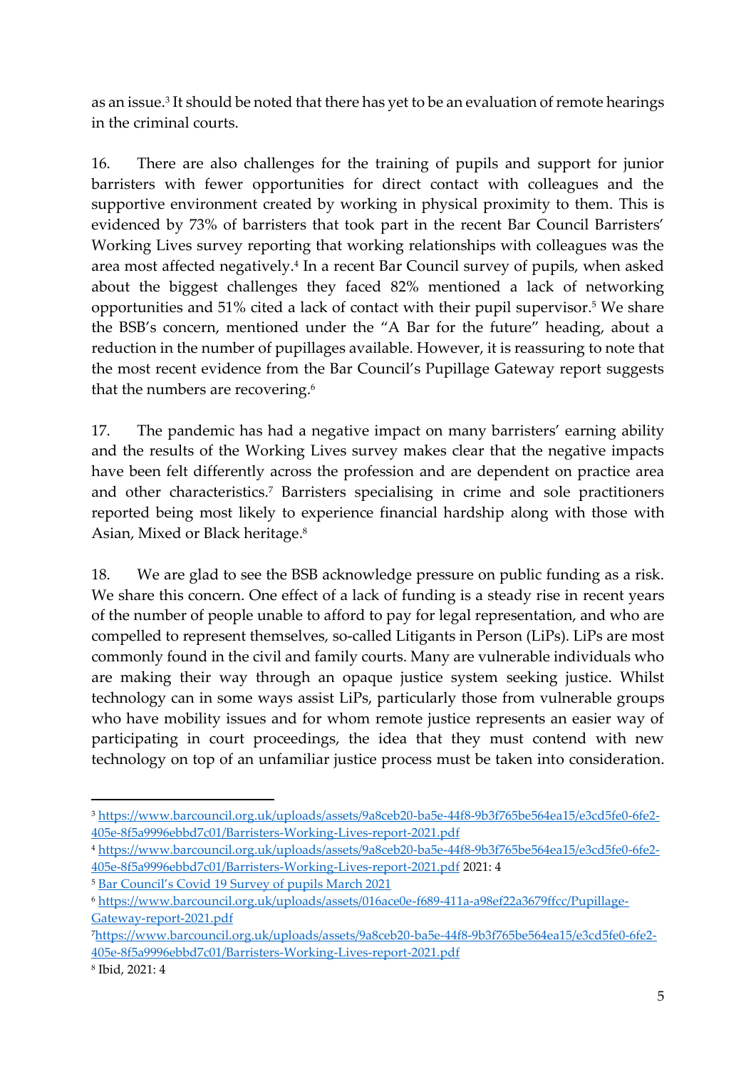as an issue.[3] It should be noted that there has yet to be an evaluation of remote hearings in the criminal courts.

16. There are also challenges for the training of pupils and support for junior barristers with fewer opportunities for direct contact with colleagues and the supportive environment created by working in physical proximity to them. This is evidenced by 73% of barristers that took part in the recent Bar Council Barristers' Working Lives survey reporting that working relationships with colleagues was the area most affected negatively.[4] In a recent Bar Council survey of pupils, when asked about the biggest challenges they faced 82% mentioned a lack of networking opportunities and 51% cited a lack of contact with their pupil supervisor.[5] We share the BSB's concern, mentioned under the "A Bar for the future" heading, about a reduction in the number of pupillages available. However, it is reassuring to note that the most recent evidence from the Bar Council's Pupillage Gateway report suggests that the numbers are recovering.[6]

17. The pandemic has had a negative impact on many barristers' earning ability and the results of the Working Lives survey makes clear that the negative impacts have been felt differently across the profession and are dependent on practice area and other characteristics.[7] Barristers specialising in crime and sole practitioners reported being most likely to experience financial hardship along with those with Asian, Mixed or Black heritage.[8]

18. We are glad to see the BSB acknowledge pressure on public funding as a risk. We share this concern. One effect of a lack of funding is a steady rise in recent years of the number of people unable to afford to pay for legal representation, and who are compelled to represent themselves, so-called Litigants in Person (LiPs). LiPs are most commonly found in the civil and family courts. Many are vulnerable individuals who are making their way through an opaque justice system seeking justice. Whilst technology can in some ways assist LiPs, particularly those from vulnerable groups who have mobility issues and for whom remote justice represents an easier way of participating in court proceedings, the idea that they must contend with new technology on top of an unfamiliar justice process must be taken into consideration.

---

[3] https://www.barcouncil.org.uk/uploads/assets/9a8ceb20-ba5e-44f8-9b3f765be564ea15/e3cd5fe0-6fe2-405e-8f5a9996ebbd7c01/Barristers-Working-Lives-report-2021.pdf

[4] https://www.barcouncil.org.uk/uploads/assets/9a8ceb20-ba5e-44f8-9b3f765be564ea15/e3cd5fe0-6fe2-405e-8f5a9996ebbd7c01/Barristers-Working-Lives-report-2021.pdf 2021: 4

[5] Bar Council's Covid 19 Survey of pupils March 2021

[6] https://www.barcouncil.org.uk/uploads/assets/016ace0e-f689-411a-a98ef22a3679ffcc/Pupillage-Gateway-report-2021.pdf

[7] https://www.barcouncil.org.uk/uploads/assets/9a8ceb20-ba5e-44f8-9b3f765be564ea15/e3cd5fe0-6fe2-405e-8f5a9996ebbd7c01/Barristers-Working-Lives-report-2021.pdf

[8] Ibid, 2021: 4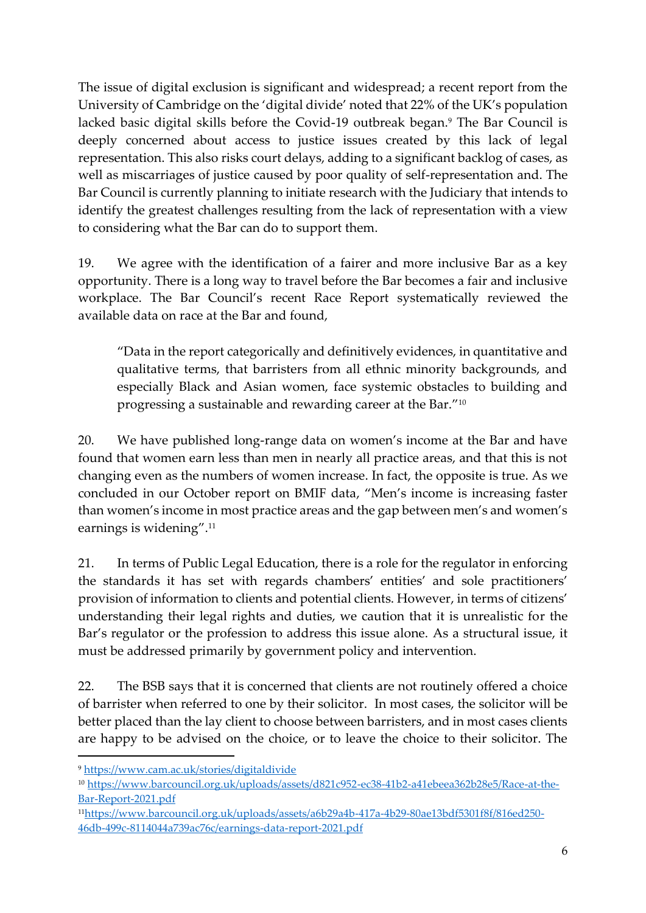The issue of digital exclusion is significant and widespread; a recent report from the University of Cambridge on the 'digital divide' noted that 22% of the UK's population lacked basic digital skills before the Covid-19 outbreak began.[9] The Bar Council is deeply concerned about access to justice issues created by this lack of legal representation. This also risks court delays, adding to a significant backlog of cases, as well as miscarriages of justice caused by poor quality of self-representation and. The Bar Council is currently planning to initiate research with the Judiciary that intends to identify the greatest challenges resulting from the lack of representation with a view to considering what the Bar can do to support them.

19. We agree with the identification of a fairer and more inclusive Bar as a key opportunity. There is a long way to travel before the Bar becomes a fair and inclusive workplace. The Bar Council's recent Race Report systematically reviewed the available data on race at the Bar and found,

> "Data in the report categorically and definitively evidences, in quantitative and qualitative terms, that barristers from all ethnic minority backgrounds, and especially Black and Asian women, face systemic obstacles to building and progressing a sustainable and rewarding career at the Bar."[10]

20. We have published long-range data on women's income at the Bar and have found that women earn less than men in nearly all practice areas, and that this is not changing even as the numbers of women increase. In fact, the opposite is true. As we concluded in our October report on BMIF data, "Men's income is increasing faster than women's income in most practice areas and the gap between men's and women's earnings is widening".[11]

21. In terms of Public Legal Education, there is a role for the regulator in enforcing the standards it has set with regards chambers' entities' and sole practitioners' provision of information to clients and potential clients. However, in terms of citizens' understanding their legal rights and duties, we caution that it is unrealistic for the Bar's regulator or the profession to address this issue alone. As a structural issue, it must be addressed primarily by government policy and intervention.

22. The BSB says that it is concerned that clients are not routinely offered a choice of barrister when referred to one by their solicitor. In most cases, the solicitor will be better placed than the lay client to choose between barristers, and in most cases clients are happy to be advised on the choice, or to leave the choice to their solicitor. The

---

[9] https://www.cam.ac.uk/stories/digitaldivide

[10] https://www.barcouncil.org.uk/uploads/assets/d821c952-ec38-41b2-a41ebeea362b28e5/Race-at-the-Bar-Report-2021.pdf

[11] https://www.barcouncil.org.uk/uploads/assets/a6b29a4b-417a-4b29-80ae13bdf5301f8f/816ed250-46db-499c-8114044a739ac76c/earnings-data-report-2021.pdf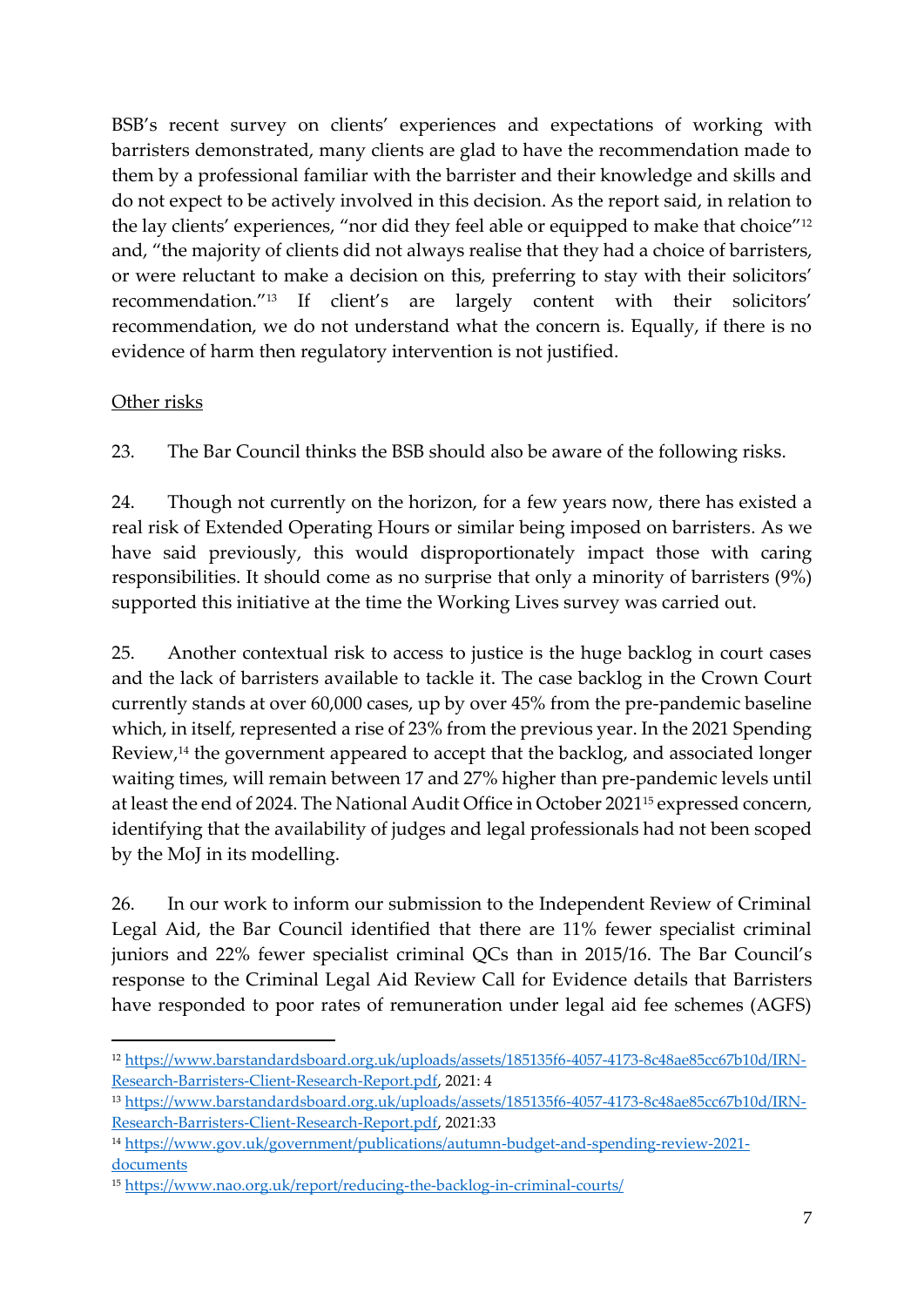BSB's recent survey on clients' experiences and expectations of working with barristers demonstrated, many clients are glad to have the recommendation made to them by a professional familiar with the barrister and their knowledge and skills and do not expect to be actively involved in this decision. As the report said, in relation to the lay clients' experiences, "nor did they feel able or equipped to make that choice"[12] and, "the majority of clients did not always realise that they had a choice of barristers, or were reluctant to make a decision on this, preferring to stay with their solicitors' recommendation."[13] If client's are largely content with their solicitors' recommendation, we do not understand what the concern is. Equally, if there is no evidence of harm then regulatory intervention is not justified.

<u>Other risks</u>

23. The Bar Council thinks the BSB should also be aware of the following risks.

24. Though not currently on the horizon, for a few years now, there has existed a real risk of Extended Operating Hours or similar being imposed on barristers. As we have said previously, this would disproportionately impact those with caring responsibilities. It should come as no surprise that only a minority of barristers (9%) supported this initiative at the time the Working Lives survey was carried out.

25. Another contextual risk to access to justice is the huge backlog in court cases and the lack of barristers available to tackle it. The case backlog in the Crown Court currently stands at over 60,000 cases, up by over 45% from the pre-pandemic baseline which, in itself, represented a rise of 23% from the previous year. In the 2021 Spending Review,[14] the government appeared to accept that the backlog, and associated longer waiting times, will remain between 17 and 27% higher than pre-pandemic levels until at least the end of 2024. The National Audit Office in October 2021[15] expressed concern, identifying that the availability of judges and legal professionals had not been scoped by the MoJ in its modelling.

26. In our work to inform our submission to the Independent Review of Criminal Legal Aid, the Bar Council identified that there are 11% fewer specialist criminal juniors and 22% fewer specialist criminal QCs than in 2015/16. The Bar Council's response to the Criminal Legal Aid Review Call for Evidence details that Barristers have responded to poor rates of remuneration under legal aid fee schemes (AGFS)

---

[12] https://www.barstandardsboard.org.uk/uploads/assets/185135f6-4057-4173-8c48ae85cc67b10d/IRN-Research-Barristers-Client-Research-Report.pdf, 2021: 4

[13] https://www.barstandardsboard.org.uk/uploads/assets/185135f6-4057-4173-8c48ae85cc67b10d/IRN-Research-Barristers-Client-Research-Report.pdf, 2021:33

[14] https://www.gov.uk/government/publications/autumn-budget-and-spending-review-2021-documents

[15] https://www.nao.org.uk/report/reducing-the-backlog-in-criminal-courts/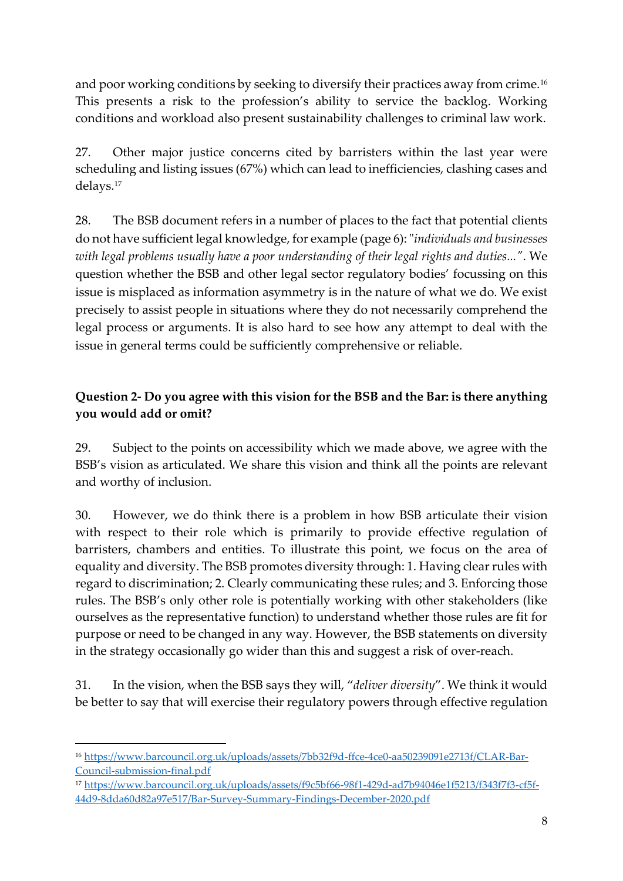and poor working conditions by seeking to diversify their practices away from crime.[16] This presents a risk to the profession's ability to service the backlog. Working conditions and workload also present sustainability challenges to criminal law work.

27. Other major justice concerns cited by barristers within the last year were scheduling and listing issues (67%) which can lead to inefficiencies, clashing cases and delays.[17]

28. The BSB document refers in a number of places to the fact that potential clients do not have sufficient legal knowledge, for example (page 6): "*individuals and businesses with legal problems usually have a poor understanding of their legal rights and duties...*". We question whether the BSB and other legal sector regulatory bodies' focussing on this issue is misplaced as information asymmetry is in the nature of what we do. We exist precisely to assist people in situations where they do not necessarily comprehend the legal process or arguments. It is also hard to see how any attempt to deal with the issue in general terms could be sufficiently comprehensive or reliable.

**Question 2- Do you agree with this vision for the BSB and the Bar: is there anything you would add or omit?**

29. Subject to the points on accessibility which we made above, we agree with the BSB's vision as articulated. We share this vision and think all the points are relevant and worthy of inclusion.

30. However, we do think there is a problem in how BSB articulate their vision with respect to their role which is primarily to provide effective regulation of barristers, chambers and entities. To illustrate this point, we focus on the area of equality and diversity. The BSB promotes diversity through: 1. Having clear rules with regard to discrimination; 2. Clearly communicating these rules; and 3. Enforcing those rules. The BSB's only other role is potentially working with other stakeholders (like ourselves as the representative function) to understand whether those rules are fit for purpose or need to be changed in any way. However, the BSB statements on diversity in the strategy occasionally go wider than this and suggest a risk of over-reach.

31. In the vision, when the BSB says they will, "*deliver diversity*". We think it would be better to say that will exercise their regulatory powers through effective regulation

---

[16] https://www.barcouncil.org.uk/uploads/assets/7bb32f9d-ffce-4ce0-aa50239091e2713f/CLAR-Bar-Council-submission-final.pdf

[17] https://www.barcouncil.org.uk/uploads/assets/f9c5bf66-98f1-429d-ad7b94046e1f5213/f343f7f3-cf5f-44d9-8dda60d82a97e517/Bar-Survey-Summary-Findings-December-2020.pdf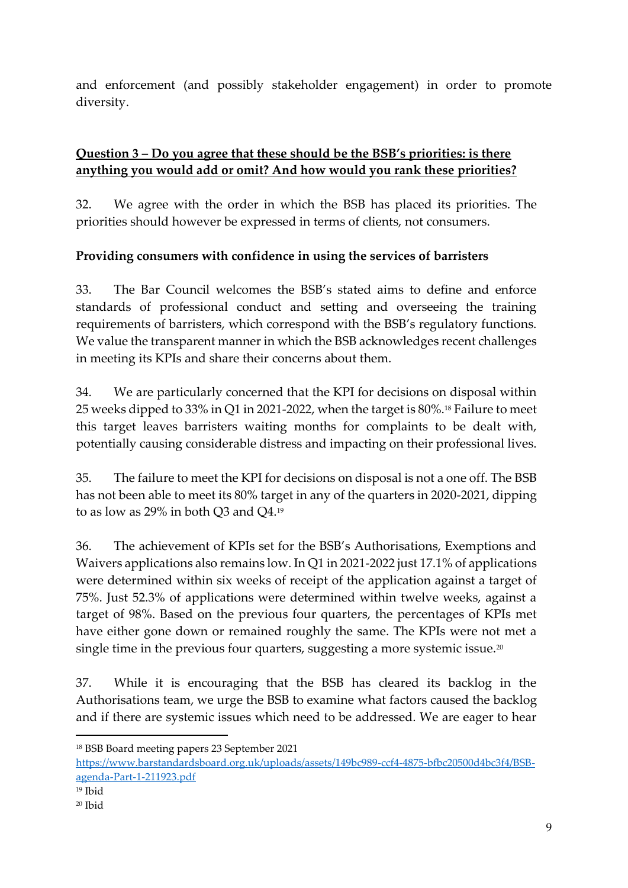and enforcement (and possibly stakeholder engagement) in order to promote diversity.

**<u>Question 3 – Do you agree that these should be the BSB's priorities: is there anything you would add or omit? And how would you rank these priorities?</u>**

32. We agree with the order in which the BSB has placed its priorities. The priorities should however be expressed in terms of clients, not consumers.

**Providing consumers with confidence in using the services of barristers**

33. The Bar Council welcomes the BSB's stated aims to define and enforce standards of professional conduct and setting and overseeing the training requirements of barristers, which correspond with the BSB's regulatory functions. We value the transparent manner in which the BSB acknowledges recent challenges in meeting its KPIs and share their concerns about them.

34. We are particularly concerned that the KPI for decisions on disposal within 25 weeks dipped to 33% in Q1 in 2021-2022, when the target is 80%.[18] Failure to meet this target leaves barristers waiting months for complaints to be dealt with, potentially causing considerable distress and impacting on their professional lives.

35. The failure to meet the KPI for decisions on disposal is not a one off. The BSB has not been able to meet its 80% target in any of the quarters in 2020-2021, dipping to as low as 29% in both Q3 and Q4.[19]

36. The achievement of KPIs set for the BSB's Authorisations, Exemptions and Waivers applications also remains low. In Q1 in 2021-2022 just 17.1% of applications were determined within six weeks of receipt of the application against a target of 75%. Just 52.3% of applications were determined within twelve weeks, against a target of 98%. Based on the previous four quarters, the percentages of KPIs met have either gone down or remained roughly the same. The KPIs were not met a single time in the previous four quarters, suggesting a more systemic issue.[20]

37. While it is encouraging that the BSB has cleared its backlog in the Authorisations team, we urge the BSB to examine what factors caused the backlog and if there are systemic issues which need to be addressed. We are eager to hear

---

[18] BSB Board meeting papers 23 September 2021 https://www.barstandardsboard.org.uk/uploads/assets/149bc989-ccf4-4875-bfbc20500d4bc3f4/BSB-agenda-Part-1-211923.pdf

[19] Ibid

[20] Ibid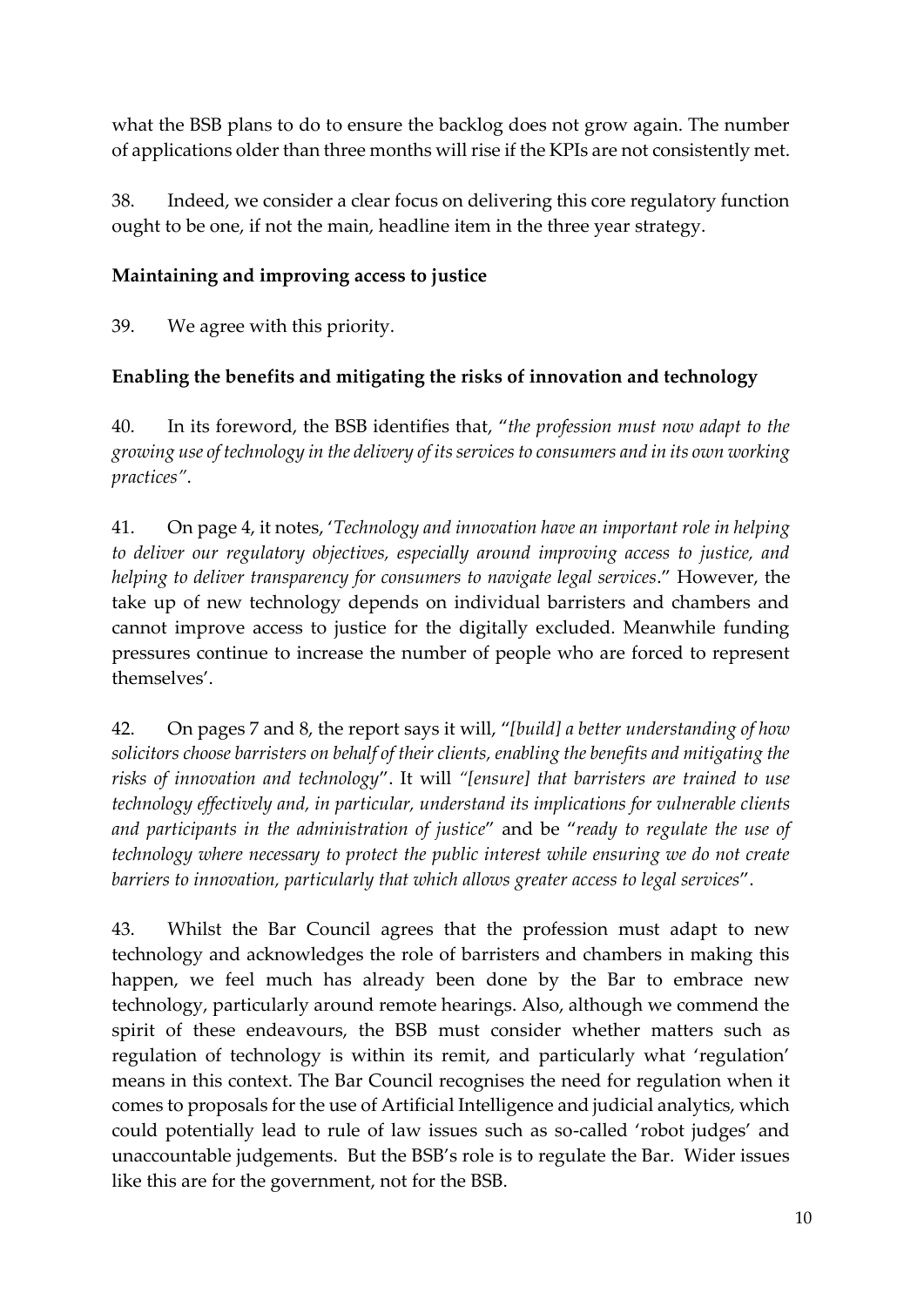what the BSB plans to do to ensure the backlog does not grow again. The number of applications older than three months will rise if the KPIs are not consistently met.

38. Indeed, we consider a clear focus on delivering this core regulatory function ought to be one, if not the main, headline item in the three year strategy.

**Maintaining and improving access to justice**

39. We agree with this priority.

**Enabling the benefits and mitigating the risks of innovation and technology**

40. In its foreword, the BSB identifies that, "*the profession must now adapt to the growing use of technology in the delivery of its services to consumers and in its own working practices"*.

41. On page 4, it notes, '*Technology and innovation have an important role in helping to deliver our regulatory objectives, especially around improving access to justice, and helping to deliver transparency for consumers to navigate legal services*." However, the take up of new technology depends on individual barristers and chambers and cannot improve access to justice for the digitally excluded. Meanwhile funding pressures continue to increase the number of people who are forced to represent themselves'.

42. On pages 7 and 8, the report says it will, "*[build] a better understanding of how solicitors choose barristers on behalf of their clients, enabling the benefits and mitigating the risks of innovation and technology*". It will *"[ensure] that barristers are trained to use technology effectively and, in particular, understand its implications for vulnerable clients and participants in the administration of justice*" and be "*ready to regulate the use of technology where necessary to protect the public interest while ensuring we do not create barriers to innovation, particularly that which allows greater access to legal services*".

43. Whilst the Bar Council agrees that the profession must adapt to new technology and acknowledges the role of barristers and chambers in making this happen, we feel much has already been done by the Bar to embrace new technology, particularly around remote hearings. Also, although we commend the spirit of these endeavours, the BSB must consider whether matters such as regulation of technology is within its remit, and particularly what 'regulation' means in this context. The Bar Council recognises the need for regulation when it comes to proposals for the use of Artificial Intelligence and judicial analytics, which could potentially lead to rule of law issues such as so-called 'robot judges' and unaccountable judgements. But the BSB's role is to regulate the Bar. Wider issues like this are for the government, not for the BSB.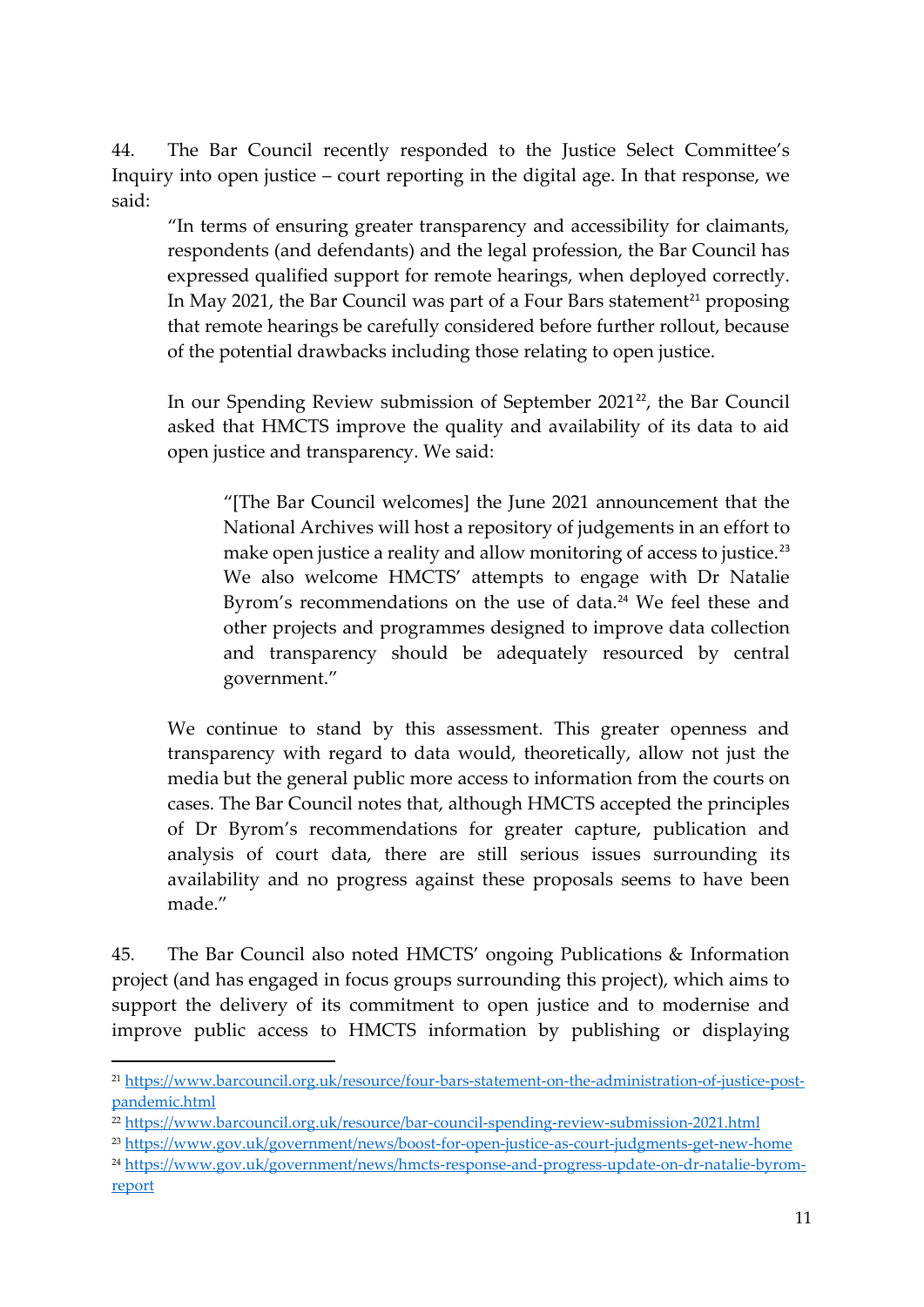44. The Bar Council recently responded to the Justice Select Committee's Inquiry into open justice – court reporting in the digital age. In that response, we said:

> "In terms of ensuring greater transparency and accessibility for claimants, respondents (and defendants) and the legal profession, the Bar Council has expressed qualified support for remote hearings, when deployed correctly. In May 2021, the Bar Council was part of a Four Bars statement[21] proposing that remote hearings be carefully considered before further rollout, because of the potential drawbacks including those relating to open justice.
>
> In our Spending Review submission of September 2021[22], the Bar Council asked that HMCTS improve the quality and availability of its data to aid open justice and transparency. We said:
>
> > "[The Bar Council welcomes] the June 2021 announcement that the National Archives will host a repository of judgements in an effort to make open justice a reality and allow monitoring of access to justice.[23] We also welcome HMCTS' attempts to engage with Dr Natalie Byrom's recommendations on the use of data.[24] We feel these and other projects and programmes designed to improve data collection and transparency should be adequately resourced by central government."
>
> We continue to stand by this assessment. This greater openness and transparency with regard to data would, theoretically, allow not just the media but the general public more access to information from the courts on cases. The Bar Council notes that, although HMCTS accepted the principles of Dr Byrom's recommendations for greater capture, publication and analysis of court data, there are still serious issues surrounding its availability and no progress against these proposals seems to have been made."

45. The Bar Council also noted HMCTS' ongoing Publications & Information project (and has engaged in focus groups surrounding this project), which aims to support the delivery of its commitment to open justice and to modernise and improve public access to HMCTS information by publishing or displaying

---

[21] https://www.barcouncil.org.uk/resource/four-bars-statement-on-the-administration-of-justice-post-pandemic.html

[22] https://www.barcouncil.org.uk/resource/bar-council-spending-review-submission-2021.html

[23] https://www.gov.uk/government/news/boost-for-open-justice-as-court-judgments-get-new-home

[24] https://www.gov.uk/government/news/hmcts-response-and-progress-update-on-dr-natalie-byrom-report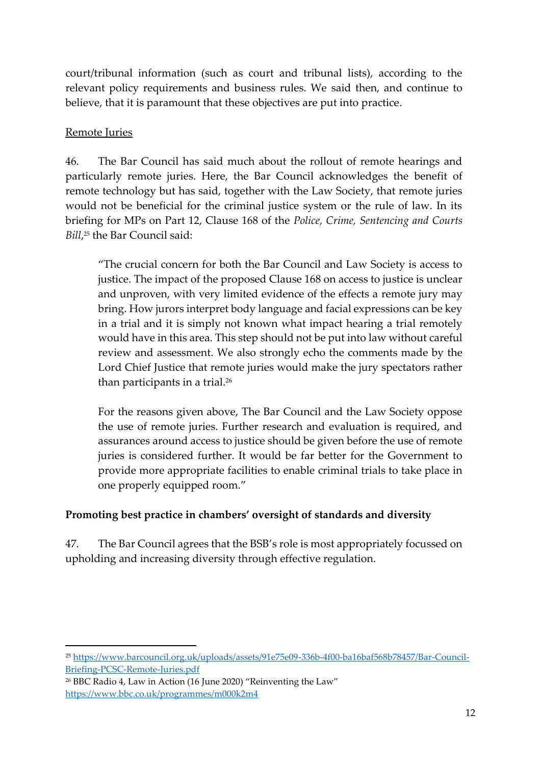court/tribunal information (such as court and tribunal lists), according to the relevant policy requirements and business rules. We said then, and continue to believe, that it is paramount that these objectives are put into practice.

Remote Juries

46. The Bar Council has said much about the rollout of remote hearings and particularly remote juries. Here, the Bar Council acknowledges the benefit of remote technology but has said, together with the Law Society, that remote juries would not be beneficial for the criminal justice system or the rule of law. In its briefing for MPs on Part 12, Clause 168 of the *Police, Crime, Sentencing and Courts Bill*,[25] the Bar Council said:

> "The crucial concern for both the Bar Council and Law Society is access to justice. The impact of the proposed Clause 168 on access to justice is unclear and unproven, with very limited evidence of the effects a remote jury may bring. How jurors interpret body language and facial expressions can be key in a trial and it is simply not known what impact hearing a trial remotely would have in this area. This step should not be put into law without careful review and assessment. We also strongly echo the comments made by the Lord Chief Justice that remote juries would make the jury spectators rather than participants in a trial.[26]
>
> For the reasons given above, The Bar Council and the Law Society oppose the use of remote juries. Further research and evaluation is required, and assurances around access to justice should be given before the use of remote juries is considered further. It would be far better for the Government to provide more appropriate facilities to enable criminal trials to take place in one properly equipped room."

**Promoting best practice in chambers' oversight of standards and diversity**

47. The Bar Council agrees that the BSB's role is most appropriately focussed on upholding and increasing diversity through effective regulation.

---

[25] https://www.barcouncil.org.uk/uploads/assets/91e75e09-336b-4f00-ba16baf568b78457/Bar-Council-Briefing-PCSC-Remote-Juries.pdf

[26] BBC Radio 4, Law in Action (16 June 2020) "Reinventing the Law" https://www.bbc.co.uk/programmes/m000k2m4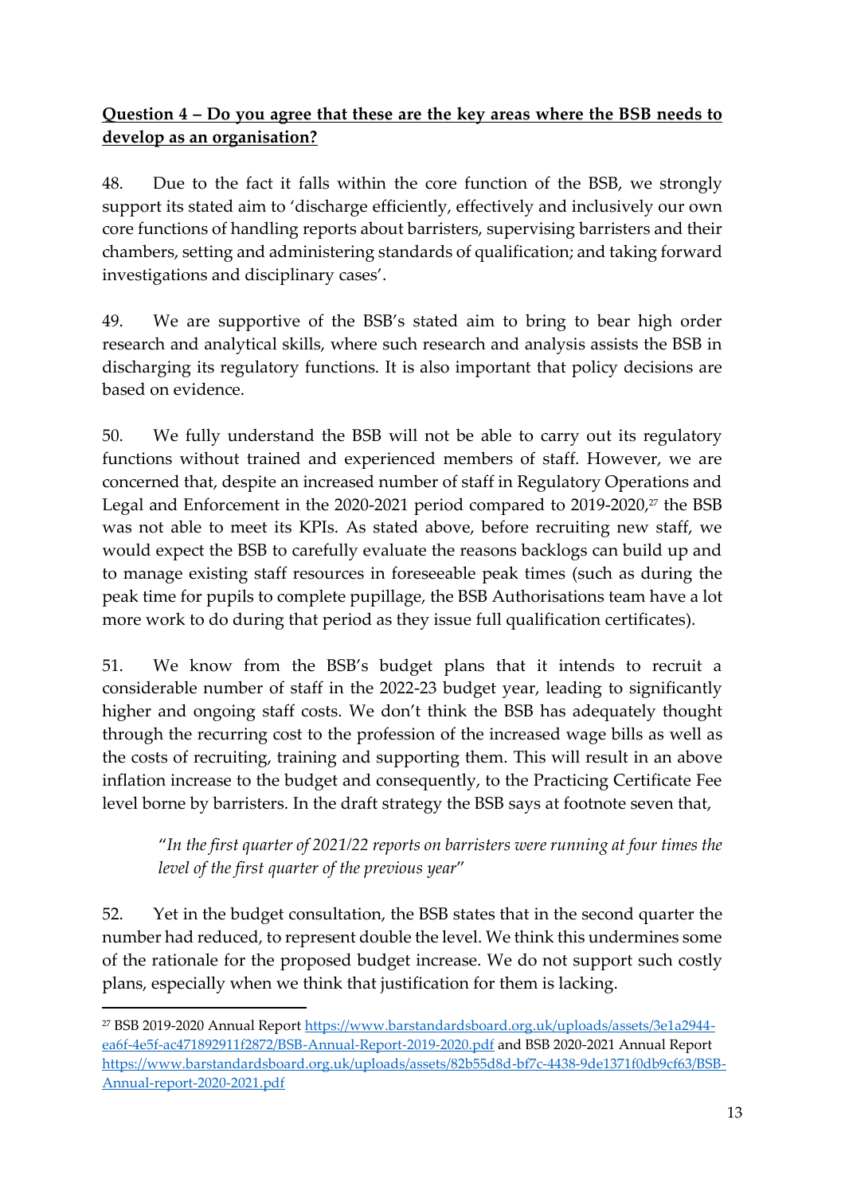**<u>Question 4 – Do you agree that these are the key areas where the BSB needs to develop as an organisation?</u>**

48. Due to the fact it falls within the core function of the BSB, we strongly support its stated aim to 'discharge efficiently, effectively and inclusively our own core functions of handling reports about barristers, supervising barristers and their chambers, setting and administering standards of qualification; and taking forward investigations and disciplinary cases'.

49. We are supportive of the BSB's stated aim to bring to bear high order research and analytical skills, where such research and analysis assists the BSB in discharging its regulatory functions. It is also important that policy decisions are based on evidence.

50. We fully understand the BSB will not be able to carry out its regulatory functions without trained and experienced members of staff. However, we are concerned that, despite an increased number of staff in Regulatory Operations and Legal and Enforcement in the 2020-2021 period compared to 2019-2020,[27] the BSB was not able to meet its KPIs. As stated above, before recruiting new staff, we would expect the BSB to carefully evaluate the reasons backlogs can build up and to manage existing staff resources in foreseeable peak times (such as during the peak time for pupils to complete pupillage, the BSB Authorisations team have a lot more work to do during that period as they issue full qualification certificates).

51. We know from the BSB's budget plans that it intends to recruit a considerable number of staff in the 2022-23 budget year, leading to significantly higher and ongoing staff costs. We don't think the BSB has adequately thought through the recurring cost to the profession of the increased wage bills as well as the costs of recruiting, training and supporting them. This will result in an above inflation increase to the budget and consequently, to the Practicing Certificate Fee level borne by barristers. In the draft strategy the BSB says at footnote seven that,

> "*In the first quarter of 2021/22 reports on barristers were running at four times the level of the first quarter of the previous year*"

52. Yet in the budget consultation, the BSB states that in the second quarter the number had reduced, to represent double the level. We think this undermines some of the rationale for the proposed budget increase. We do not support such costly plans, especially when we think that justification for them is lacking.

---

[27] BSB 2019-2020 Annual Report https://www.barstandardsboard.org.uk/uploads/assets/3e1a2944-ea6f-4e5f-ac471892911f2872/BSB-Annual-Report-2019-2020.pdf and BSB 2020-2021 Annual Report https://www.barstandardsboard.org.uk/uploads/assets/82b55d8d-bf7c-4438-9de1371f0db9cf63/BSB-Annual-report-2020-2021.pdf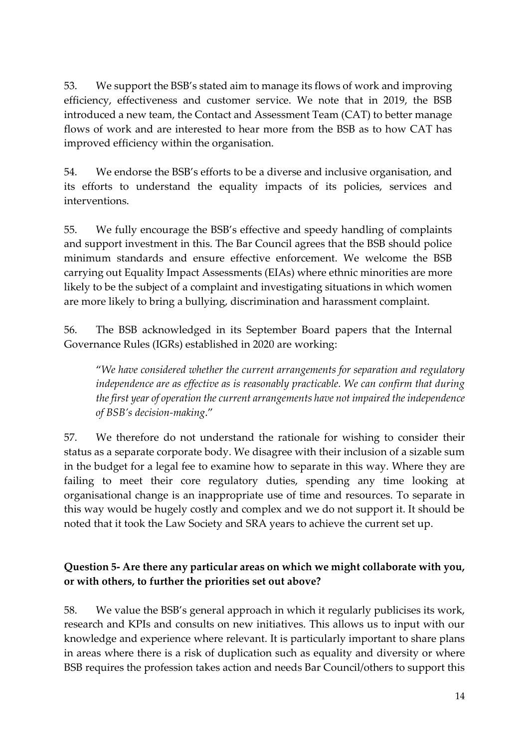53. We support the BSB's stated aim to manage its flows of work and improving efficiency, effectiveness and customer service. We note that in 2019, the BSB introduced a new team, the Contact and Assessment Team (CAT) to better manage flows of work and are interested to hear more from the BSB as to how CAT has improved efficiency within the organisation.

54. We endorse the BSB's efforts to be a diverse and inclusive organisation, and its efforts to understand the equality impacts of its policies, services and interventions.

55. We fully encourage the BSB's effective and speedy handling of complaints and support investment in this. The Bar Council agrees that the BSB should police minimum standards and ensure effective enforcement. We welcome the BSB carrying out Equality Impact Assessments (EIAs) where ethnic minorities are more likely to be the subject of a complaint and investigating situations in which women are more likely to bring a bullying, discrimination and harassment complaint.

56. The BSB acknowledged in its September Board papers that the Internal Governance Rules (IGRs) established in 2020 are working:

> "*We have considered whether the current arrangements for separation and regulatory independence are as effective as is reasonably practicable. We can confirm that during the first year of operation the current arrangements have not impaired the independence of BSB's decision-making.*"

57. We therefore do not understand the rationale for wishing to consider their status as a separate corporate body. We disagree with their inclusion of a sizable sum in the budget for a legal fee to examine how to separate in this way. Where they are failing to meet their core regulatory duties, spending any time looking at organisational change is an inappropriate use of time and resources. To separate in this way would be hugely costly and complex and we do not support it. It should be noted that it took the Law Society and SRA years to achieve the current set up.

**Question 5- Are there any particular areas on which we might collaborate with you, or with others, to further the priorities set out above?**

58. We value the BSB's general approach in which it regularly publicises its work, research and KPIs and consults on new initiatives. This allows us to input with our knowledge and experience where relevant. It is particularly important to share plans in areas where there is a risk of duplication such as equality and diversity or where BSB requires the profession takes action and needs Bar Council/others to support this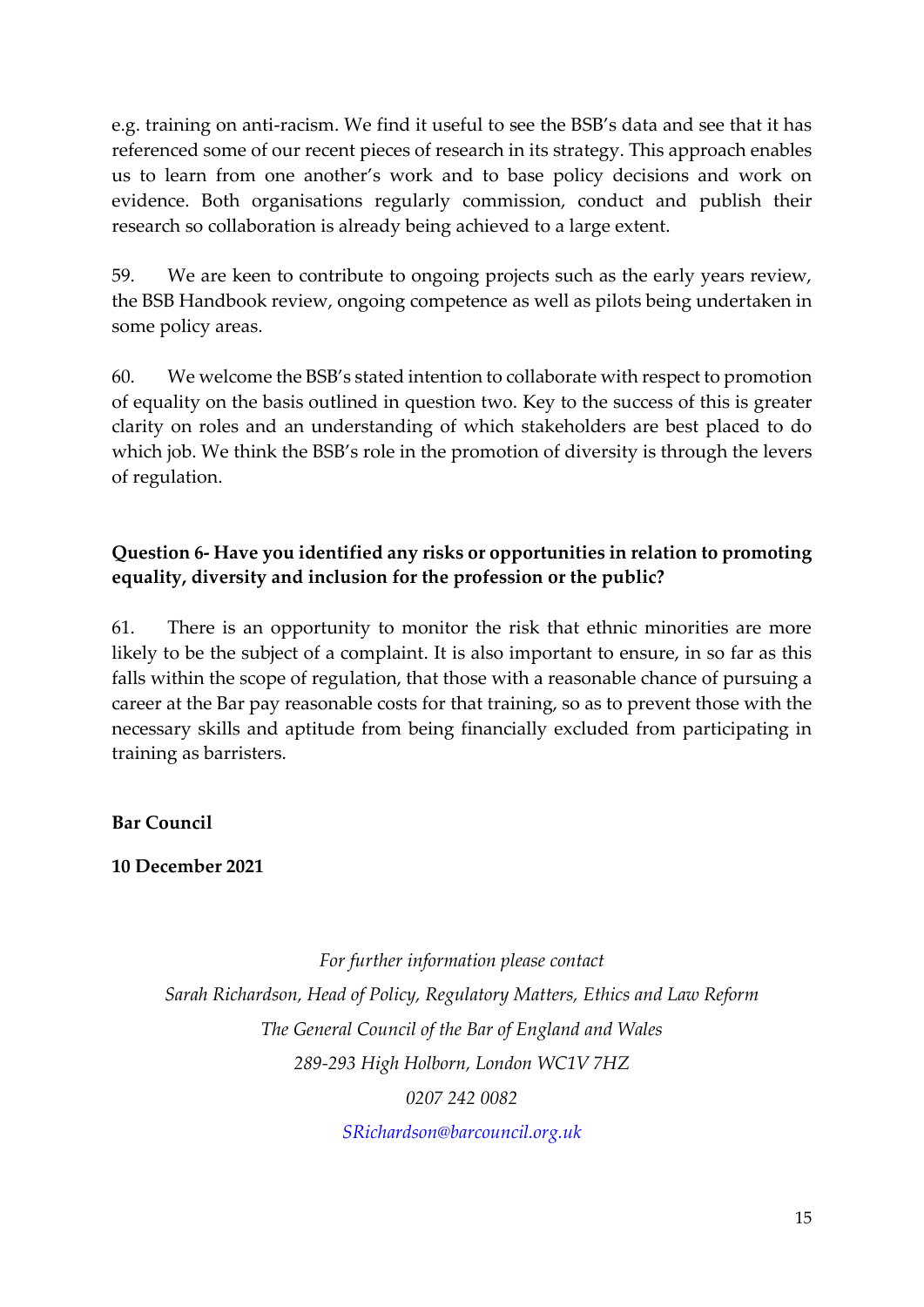e.g. training on anti-racism. We find it useful to see the BSB's data and see that it has referenced some of our recent pieces of research in its strategy. This approach enables us to learn from one another's work and to base policy decisions and work on evidence. Both organisations regularly commission, conduct and publish their research so collaboration is already being achieved to a large extent.

59. We are keen to contribute to ongoing projects such as the early years review, the BSB Handbook review, ongoing competence as well as pilots being undertaken in some policy areas.

60. We welcome the BSB's stated intention to collaborate with respect to promotion of equality on the basis outlined in question two. Key to the success of this is greater clarity on roles and an understanding of which stakeholders are best placed to do which job. We think the BSB's role in the promotion of diversity is through the levers of regulation.

**Question 6- Have you identified any risks or opportunities in relation to promoting equality, diversity and inclusion for the profession or the public?**

61. There is an opportunity to monitor the risk that ethnic minorities are more likely to be the subject of a complaint. It is also important to ensure, in so far as this falls within the scope of regulation, that those with a reasonable chance of pursuing a career at the Bar pay reasonable costs for that training, so as to prevent those with the necessary skills and aptitude from being financially excluded from participating in training as barristers.

**Bar Council**

**10 December 2021**

*For further information please contact*

*Sarah Richardson, Head of Policy, Regulatory Matters, Ethics and Law Reform*

*The General Council of the Bar of England and Wales*

*289-293 High Holborn, London WC1V 7HZ*

*0207 242 0082*

*SRichardson@barcouncil.org.uk*